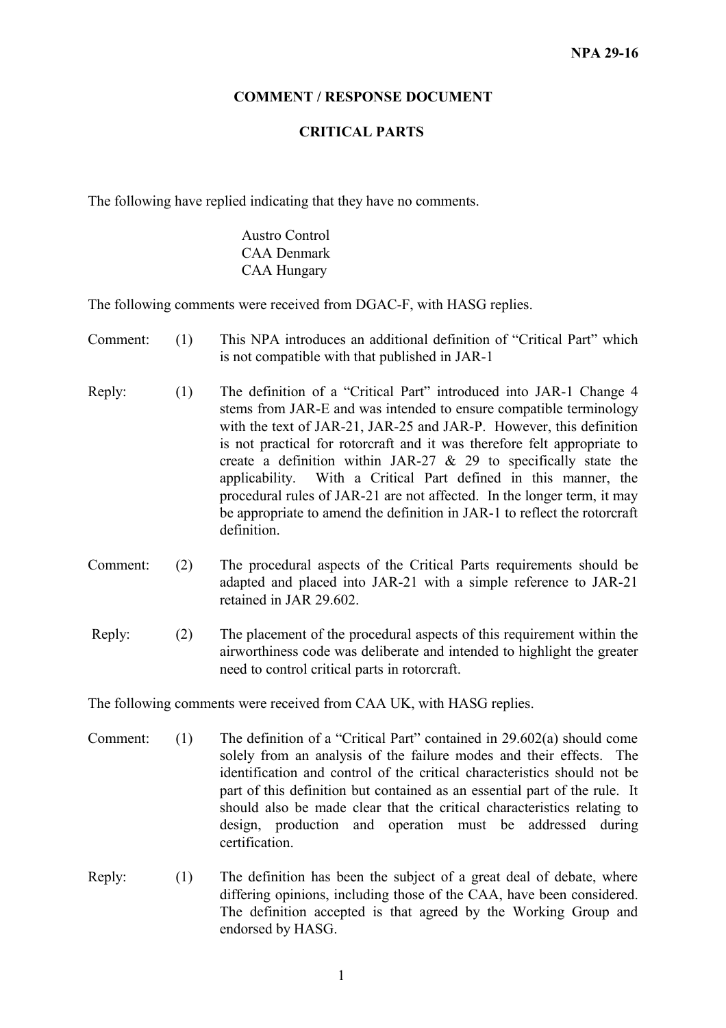**NPA 29-16**

# COMMENT / RESPONSE DOCUMENT

## CRITICAL PARTS

The following have replied indicating that they have no comments.

Austro Control
CAA Denmark
CAA Hungary

The following comments were received from DGAC-F, with HASG replies.

Comment: (1) This NPA introduces an additional definition of "Critical Part" which is not compatible with that published in JAR-1

Reply: (1) The definition of a "Critical Part" introduced into JAR-1 Change 4 stems from JAR-E and was intended to ensure compatible terminology with the text of JAR-21, JAR-25 and JAR-P. However, this definition is not practical for rotorcraft and it was therefore felt appropriate to create a definition within JAR-27 & 29 to specifically state the applicability. With a Critical Part defined in this manner, the procedural rules of JAR-21 are not affected. In the longer term, it may be appropriate to amend the definition in JAR-1 to reflect the rotorcraft definition.

Comment: (2) The procedural aspects of the Critical Parts requirements should be adapted and placed into JAR-21 with a simple reference to JAR-21 retained in JAR 29.602.

Reply: (2) The placement of the procedural aspects of this requirement within the airworthiness code was deliberate and intended to highlight the greater need to control critical parts in rotorcraft.

The following comments were received from CAA UK, with HASG replies.

Comment: (1) The definition of a "Critical Part" contained in 29.602(a) should come solely from an analysis of the failure modes and their effects. The identification and control of the critical characteristics should not be part of this definition but contained as an essential part of the rule. It should also be made clear that the critical characteristics relating to design, production and operation must be addressed during certification.

Reply: (1) The definition has been the subject of a great deal of debate, where differing opinions, including those of the CAA, have been considered. The definition accepted is that agreed by the Working Group and endorsed by HASG.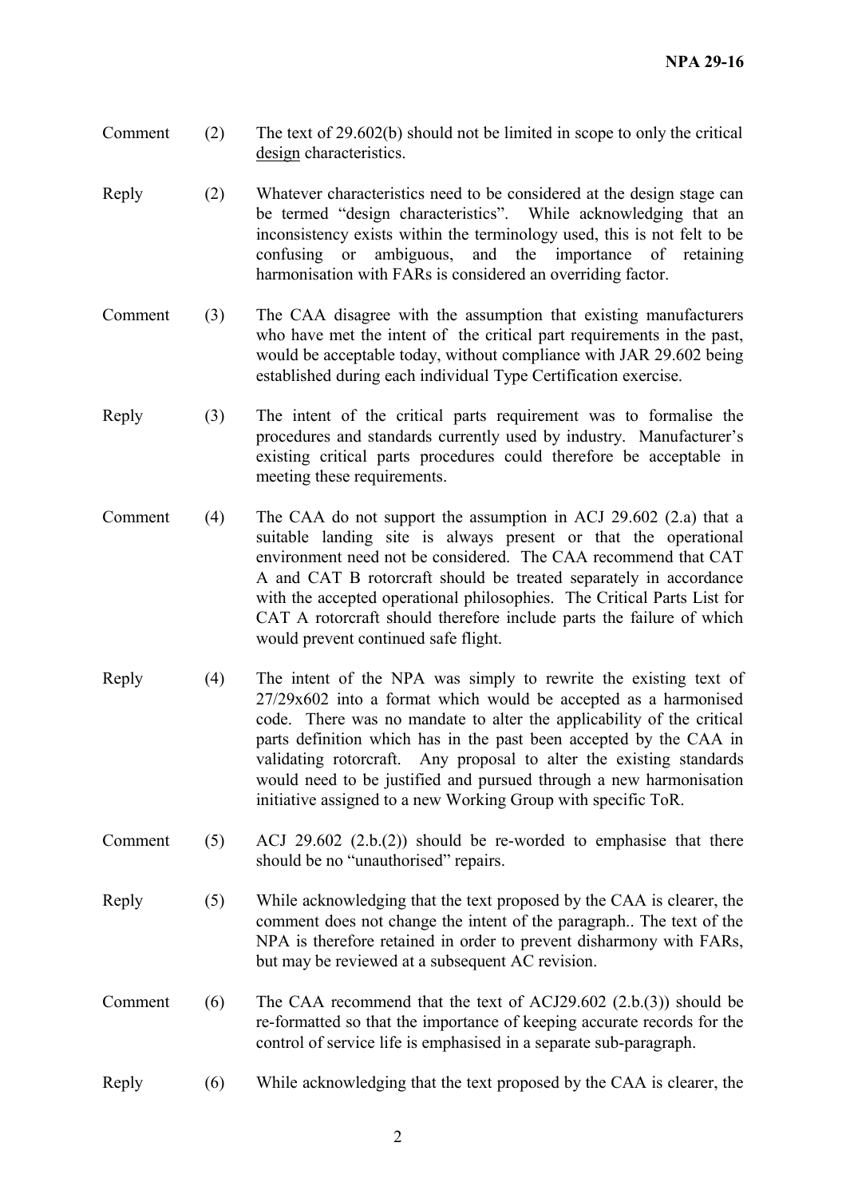Comment (2) The text of 29.602(b) should not be limited in scope to only the critical <u>design</u> characteristics.

Reply (2) Whatever characteristics need to be considered at the design stage can be termed "design characteristics". While acknowledging that an inconsistency exists within the terminology used, this is not felt to be confusing or ambiguous, and the importance of retaining harmonisation with FARs is considered an overriding factor.

Comment (3) The CAA disagree with the assumption that existing manufacturers who have met the intent of the critical part requirements in the past, would be acceptable today, without compliance with JAR 29.602 being established during each individual Type Certification exercise.

Reply (3) The intent of the critical parts requirement was to formalise the procedures and standards currently used by industry. Manufacturer's existing critical parts procedures could therefore be acceptable in meeting these requirements.

Comment (4) The CAA do not support the assumption in ACJ 29.602 (2.a) that a suitable landing site is always present or that the operational environment need not be considered. The CAA recommend that CAT A and CAT B rotorcraft should be treated separately in accordance with the accepted operational philosophies. The Critical Parts List for CAT A rotorcraft should therefore include parts the failure of which would prevent continued safe flight.

Reply (4) The intent of the NPA was simply to rewrite the existing text of 27/29x602 into a format which would be accepted as a harmonised code. There was no mandate to alter the applicability of the critical parts definition which has in the past been accepted by the CAA in validating rotorcraft. Any proposal to alter the existing standards would need to be justified and pursued through a new harmonisation initiative assigned to a new Working Group with specific ToR.

Comment (5) ACJ 29.602 (2.b.(2)) should be re-worded to emphasise that there should be no "unauthorised" repairs.

Reply (5) While acknowledging that the text proposed by the CAA is clearer, the comment does not change the intent of the paragraph.. The text of the NPA is therefore retained in order to prevent disharmony with FARs, but may be reviewed at a subsequent AC revision.

Comment (6) The CAA recommend that the text of ACJ29.602 (2.b.(3)) should be re-formatted so that the importance of keeping accurate records for the control of service life is emphasised in a separate sub-paragraph.

Reply (6) While acknowledging that the text proposed by the CAA is clearer, the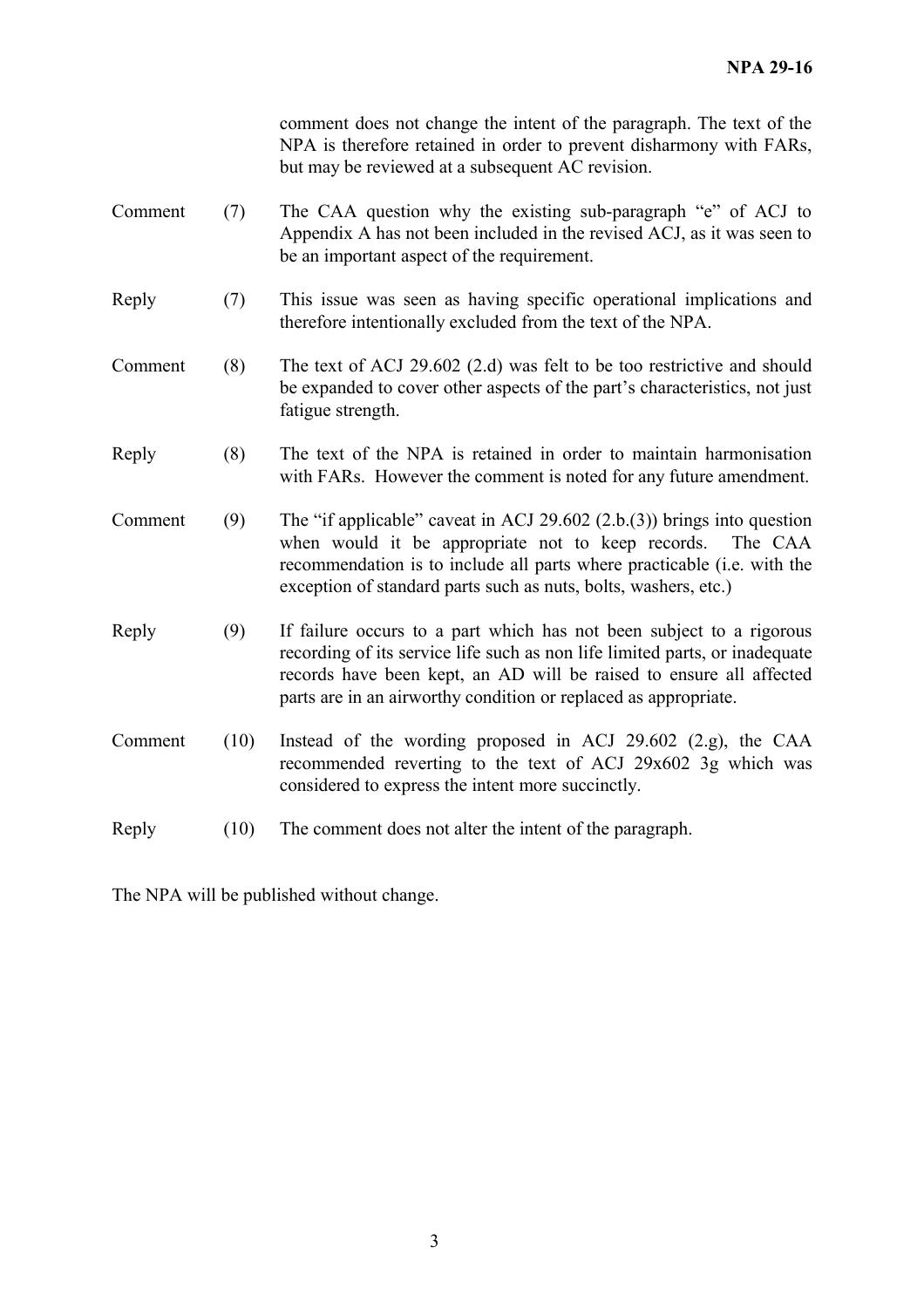comment does not change the intent of the paragraph. The text of the NPA is therefore retained in order to prevent disharmony with FARs, but may be reviewed at a subsequent AC revision.

| | | |
|---|---|---|
| Comment | (7) | The CAA question why the existing sub-paragraph "e" of ACJ to Appendix A has not been included in the revised ACJ, as it was seen to be an important aspect of the requirement. |
| Reply | (7) | This issue was seen as having specific operational implications and therefore intentionally excluded from the text of the NPA. |
| Comment | (8) | The text of ACJ 29.602 (2.d) was felt to be too restrictive and should be expanded to cover other aspects of the part's characteristics, not just fatigue strength. |
| Reply | (8) | The text of the NPA is retained in order to maintain harmonisation with FARs. However the comment is noted for any future amendment. |
| Comment | (9) | The "if applicable" caveat in ACJ 29.602 (2.b.(3)) brings into question when would it be appropriate not to keep records. The CAA recommendation is to include all parts where practicable (i.e. with the exception of standard parts such as nuts, bolts, washers, etc.) |
| Reply | (9) | If failure occurs to a part which has not been subject to a rigorous recording of its service life such as non life limited parts, or inadequate records have been kept, an AD will be raised to ensure all affected parts are in an airworthy condition or replaced as appropriate. |
| Comment | (10) | Instead of the wording proposed in ACJ 29.602 (2.g), the CAA recommended reverting to the text of ACJ 29x602 3g which was considered to express the intent more succinctly. |
| Reply | (10) | The comment does not alter the intent of the paragraph. |

The NPA will be published without change.